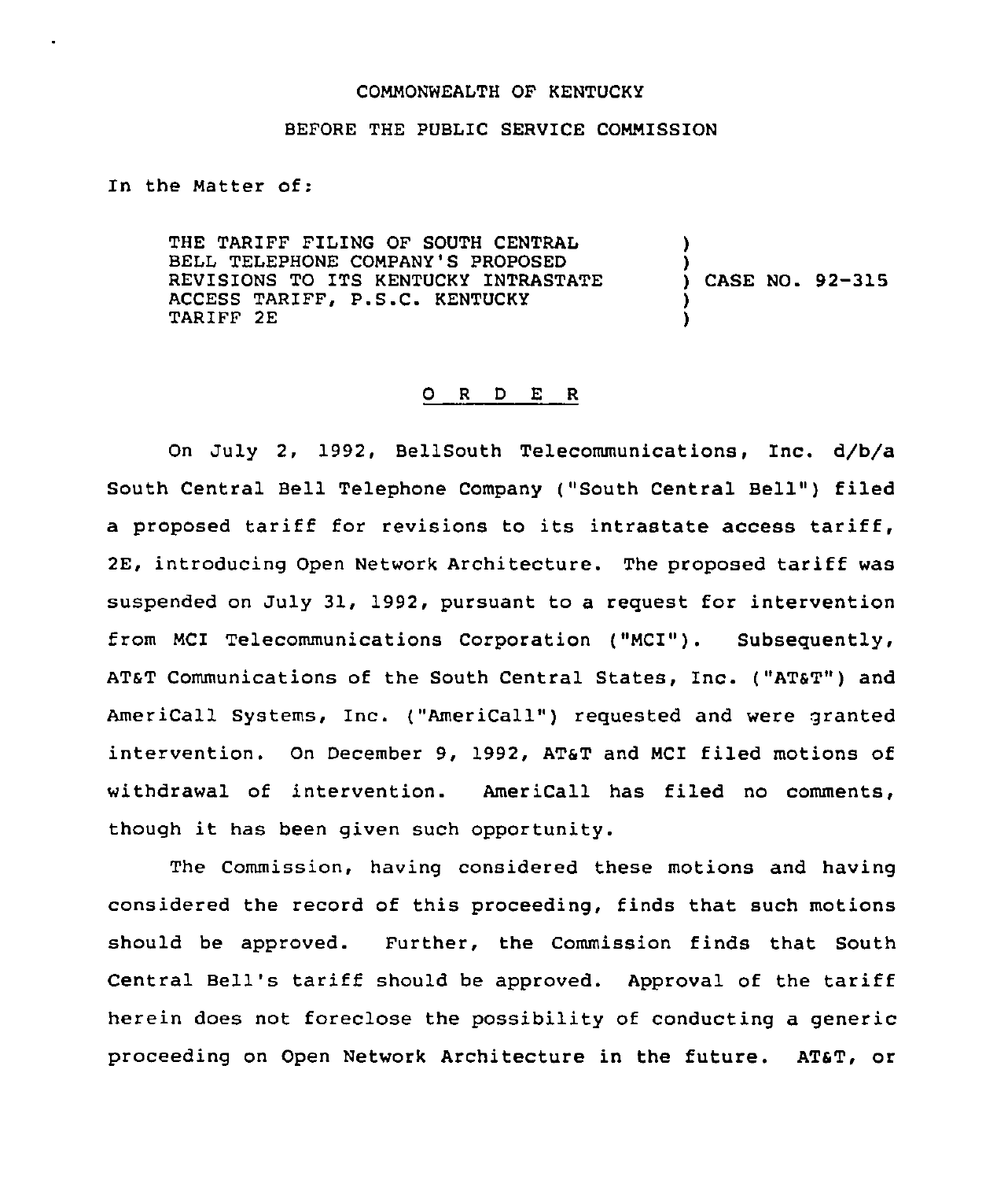COMMONWEALTH OF KENTUCKY

BEFORE THE PUBLIC SERVICE COMMISSION

In the Matter of:

| | |
|---|---|
| THE TARIFF FILING OF SOUTH CENTRAL BELL TELEPHONE COMPANY'S PROPOSED REVISIONS TO ITS KENTUCKY INTRASTATE ACCESS TARIFF, P.S.C. KENTUCKY TARIFF 2E | ) CASE NO. 92-315 |

## O R D E R

On July 2, 1992, BellSouth Telecommunications, Inc. d/b/a South Central Bell Telephone Company ("South Central Bell") filed a proposed tariff for revisions to its intrastate access tariff, 2E, introducing Open Network Architecture. The proposed tariff was suspended on July 31, 1992, pursuant to a request for intervention from MCI Telecommunications Corporation ("MCI"). Subsequently, AT&T Communications of the South Central States, Inc. ("AT&T") and AmeriCall Systems, Inc. ("AmeriCall") requested and were granted intervention. On December 9, 1992, AT&T and MCI filed motions of withdrawal of intervention. AmeriCall has filed no comments, though it has been given such opportunity.

The Commission, having considered these motions and having considered the record of this proceeding, finds that such motions should be approved. Further, the Commission finds that South Central Bell's tariff should be approved. Approval of the tariff herein does not foreclose the possibility of conducting a generic proceeding on Open Network Architecture in the future. AT&T, or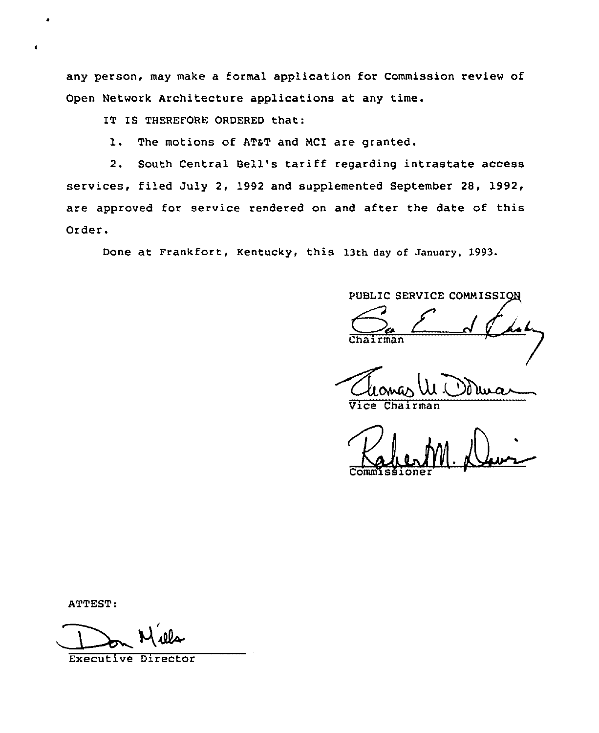any person, may make a formal application for Commission review of Open Network Architecture applications at any time.

IT IS THEREFORE ORDERED that:

1. The motions of AT&T and MCI are granted.

2. South Central Bell's tariff regarding intrastate access services, filed July 2, 1992 and supplemented September 28, 1992, are approved for service rendered on and after the date of this Order.

Done at Frankfort, Kentucky, this 13th day of January, 1993.

PUBLIC SERVICE COMMISSION

Chairman

Vice Chairman

Commissioner

ATTEST:

Executive Director